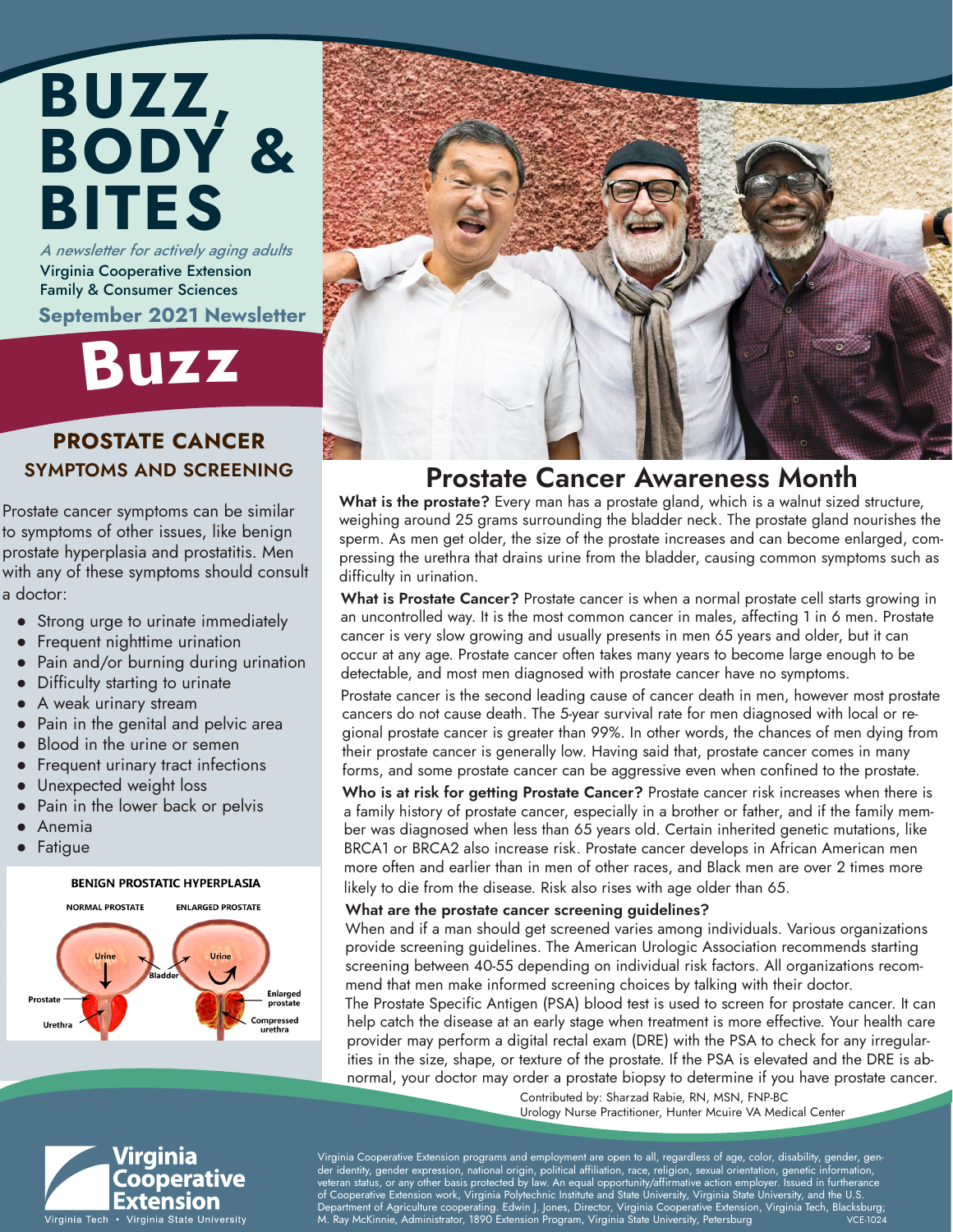# BUZZ, BODY & BITES

*A newsletter for actively aging adults*

Virginia Cooperative Extension
Family & Consumer Sciences

**September 2021 Newsletter**

# Buzz

## PROSTATE CANCER SYMPTOMS AND SCREENING

Prostate cancer symptoms can be similar to symptoms of other issues, like benign prostate hyperplasia and prostatitis. Men with any of these symptoms should consult a doctor:

- Strong urge to urinate immediately
- Frequent nighttime urination
- Pain and/or burning during urination
- Difficulty starting to urinate
- A weak urinary stream
- Pain in the genital and pelvic area
- Blood in the urine or semen
- Frequent urinary tract infections
- Unexpected weight loss
- Pain in the lower back or pelvis
- Anemia
- Fatigue

BENIGN PROSTATIC HYPERPLASIA

NORMAL PROSTATE — ENLARGED PROSTATE

Urine, Bladder, Prostate, Urethra, Enlarged prostate, Compressed urethra

## Prostate Cancer Awareness Month

**What is the prostate?** Every man has a prostate gland, which is a walnut sized structure, weighing around 25 grams surrounding the bladder neck. The prostate gland nourishes the sperm. As men get older, the size of the prostate increases and can become enlarged, compressing the urethra that drains urine from the bladder, causing common symptoms such as difficulty in urination.

**What is Prostate Cancer?** Prostate cancer is when a normal prostate cell starts growing in an uncontrolled way. It is the most common cancer in males, affecting 1 in 6 men. Prostate cancer is very slow growing and usually presents in men 65 years and older, but it can occur at any age. Prostate cancer often takes many years to become large enough to be detectable, and most men diagnosed with prostate cancer have no symptoms.

Prostate cancer is the second leading cause of cancer death in men, however most prostate cancers do not cause death. The 5-year survival rate for men diagnosed with local or regional prostate cancer is greater than 99%. In other words, the chances of men dying from their prostate cancer is generally low. Having said that, prostate cancer comes in many forms, and some prostate cancer can be aggressive even when confined to the prostate.

**Who is at risk for getting Prostate Cancer?** Prostate cancer risk increases when there is a family history of prostate cancer, especially in a brother or father, and if the family member was diagnosed when less than 65 years old. Certain inherited genetic mutations, like BRCA1 or BRCA2 also increase risk. Prostate cancer develops in African American men more often and earlier than in men of other races, and Black men are over 2 times more likely to die from the disease. Risk also rises with age older than 65.

**What are the prostate cancer screening guidelines?**

When and if a man should get screened varies among individuals. Various organizations provide screening guidelines. The American Urologic Association recommends starting screening between 40-55 depending on individual risk factors. All organizations recommend that men make informed screening choices by talking with their doctor.

The Prostate Specific Antigen (PSA) blood test is used to screen for prostate cancer. It can help catch the disease at an early stage when treatment is more effective. Your health care provider may perform a digital rectal exam (DRE) with the PSA to check for any irregularities in the size, shape, or texture of the prostate. If the PSA is elevated and the DRE is abnormal, your doctor may order a prostate biopsy to determine if you have prostate cancer.

Contributed by: Sharzad Rabie, RN, MSN, FNP-BC
Urology Nurse Practitioner, Hunter Mcuire VA Medical Center

Virginia Cooperative Extension
Virginia Tech • Virginia State University

Virginia Cooperative Extension programs and employment are open to all, regardless of age, color, disability, gender, gender identity, gender expression, national origin, political affiliation, race, religion, sexual orientation, genetic information, veteran status, or any other basis protected by law. An equal opportunity/affirmative action employer. Issued in furtherance of Cooperative Extension work, Virginia Polytechnic Institute and State University, Virginia State University, and the U.S. Department of Agriculture cooperating. Edwin J. Jones, Director, Virginia Cooperative Extension, Virginia Tech, Blacksburg; M. Ray McKinnie, Administrator, 1890 Extension Program, Virginia State University, Petersburg VCE-1024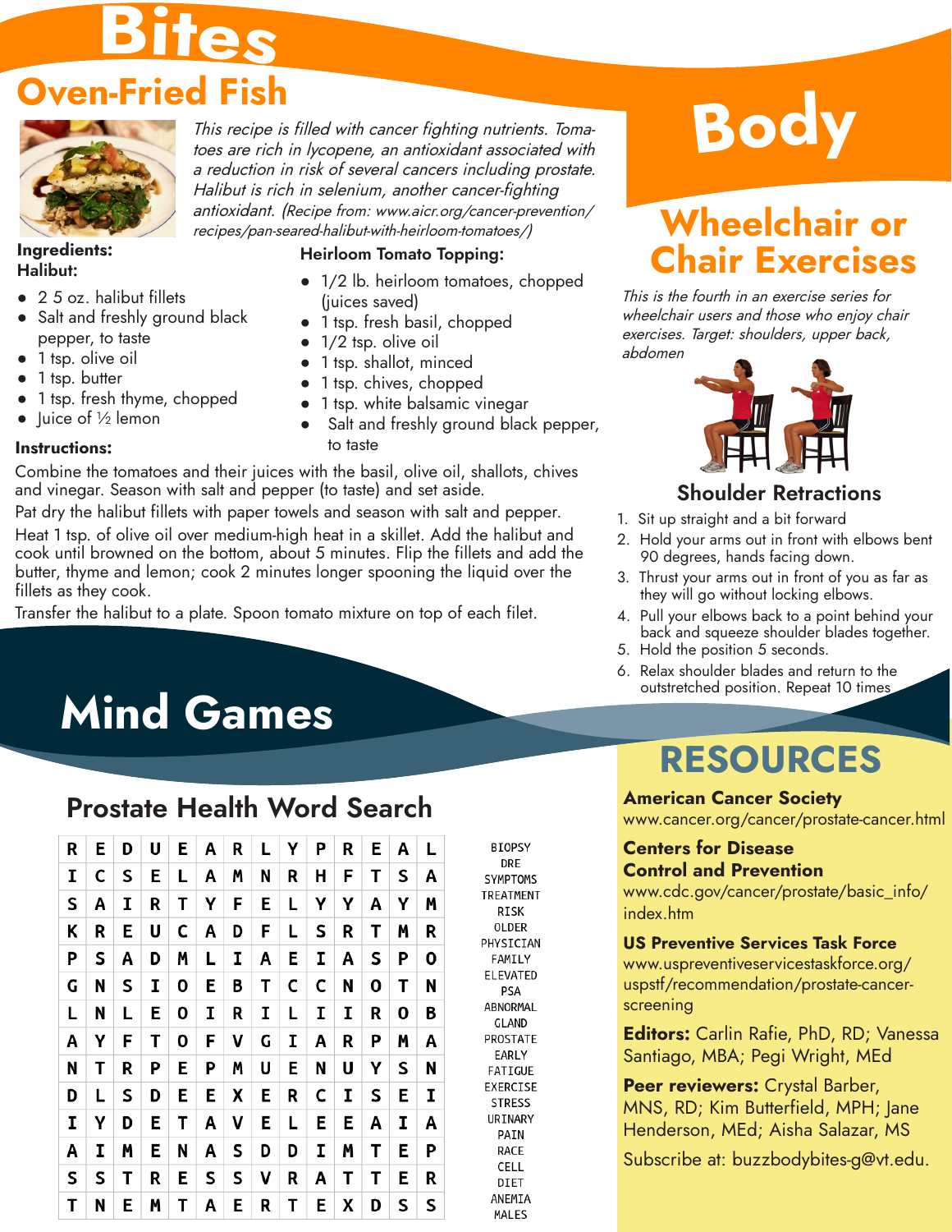# Bites

## Oven-Fried Fish

*This recipe is filled with cancer fighting nutrients. Tomatoes are rich in lycopene, an antioxidant associated with a reduction in risk of several cancers including prostate. Halibut is rich in selenium, another cancer-fighting antioxidant. (Recipe from: www.aicr.org/cancer-prevention/recipes/pan-seared-halibut-with-heirloom-tomatoes/)*

**Ingredients:**
**Halibut:**

- 2 5 oz. halibut fillets
- Salt and freshly ground black pepper, to taste
- 1 tsp. olive oil
- 1 tsp. butter
- 1 tsp. fresh thyme, chopped
- Juice of ½ lemon

**Heirloom Tomato Topping:**

- 1/2 lb. heirloom tomatoes, chopped (juices saved)
- 1 tsp. fresh basil, chopped
- 1/2 tsp. olive oil
- 1 tsp. shallot, minced
- 1 tsp. chives, chopped
- 1 tsp. white balsamic vinegar
- Salt and freshly ground black pepper, to taste

**Instructions:**

Combine the tomatoes and their juices with the basil, olive oil, shallots, chives and vinegar. Season with salt and pepper (to taste) and set aside.

Pat dry the halibut fillets with paper towels and season with salt and pepper.

Heat 1 tsp. of olive oil over medium-high heat in a skillet. Add the halibut and cook until browned on the bottom, about 5 minutes. Flip the fillets and add the butter, thyme and lemon; cook 2 minutes longer spooning the liquid over the fillets as they cook.

Transfer the halibut to a plate. Spoon tomato mixture on top of each filet.

# Body

## Wheelchair or Chair Exercises

*This is the fourth in an exercise series for wheelchair users and those who enjoy chair exercises. Target: shoulders, upper back, abdomen*

### Shoulder Retractions

1. Sit up straight and a bit forward
2. Hold your arms out in front with elbows bent 90 degrees, hands facing down.
3. Thrust your arms out in front of you as far as they will go without locking elbows.
4. Pull your elbows back to a point behind your back and squeeze shoulder blades together.
5. Hold the position 5 seconds.
6. Relax shoulder blades and return to the outstretched position. Repeat 10 times

# Mind Games

## Prostate Health Word Search

| | | | | | | | | | | | | | |
|---|---|---|---|---|---|---|---|---|---|---|---|---|---|
| R | E | D | U | E | A | R | L | Y | P | R | E | A | L |
| I | C | S | E | L | A | M | N | R | H | F | T | S | A |
| S | A | I | R | T | Y | F | E | L | Y | Y | A | Y | M |
| K | R | E | U | C | A | D | F | L | S | R | T | M | R |
| P | S | A | D | M | L | I | A | E | I | A | S | P | O |
| G | N | S | I | O | E | B | T | C | C | N | O | T | N |
| L | N | L | E | O | I | R | I | L | I | I | R | O | B |
| A | Y | F | T | O | F | V | G | I | A | R | P | M | A |
| N | T | R | P | E | P | M | U | E | N | U | Y | S | N |
| D | L | S | D | E | E | X | E | R | C | I | S | E | I |
| I | Y | D | E | T | A | V | E | L | E | E | A | I | A |
| A | I | M | E | N | A | S | D | D | I | M | T | E | P |
| S | S | T | R | E | S | S | V | R | A | T | T | E | R |
| T | N | E | M | T | A | E | R | T | E | X | D | S | S |

BIOPSY
DRE
SYMPTOMS
TREATMENT
RISK
OLDER
PHYSICIAN
FAMILY
ELEVATED
PSA
ABNORMAL
GLAND
PROSTATE
EARLY
FATIGUE
EXERCISE
STRESS
URINARY
PAIN
RACE
CELL
DIET
ANEMIA
MALES

# RESOURCES

**American Cancer Society**
www.cancer.org/cancer/prostate-cancer.html

**Centers for Disease Control and Prevention**
www.cdc.gov/cancer/prostate/basic_info/index.htm

**US Preventive Services Task Force**
www.uspreventiveservicestaskforce.org/uspstf/recommendation/prostate-cancer-screening

**Editors:** Carlin Rafie, PhD, RD; Vanessa Santiago, MBA; Pegi Wright, MEd

**Peer reviewers:** Crystal Barber, MNS, RD; Kim Butterfield, MPH; Jane Henderson, MEd; Aisha Salazar, MS

Subscribe at: buzzbodybites-g@vt.edu.